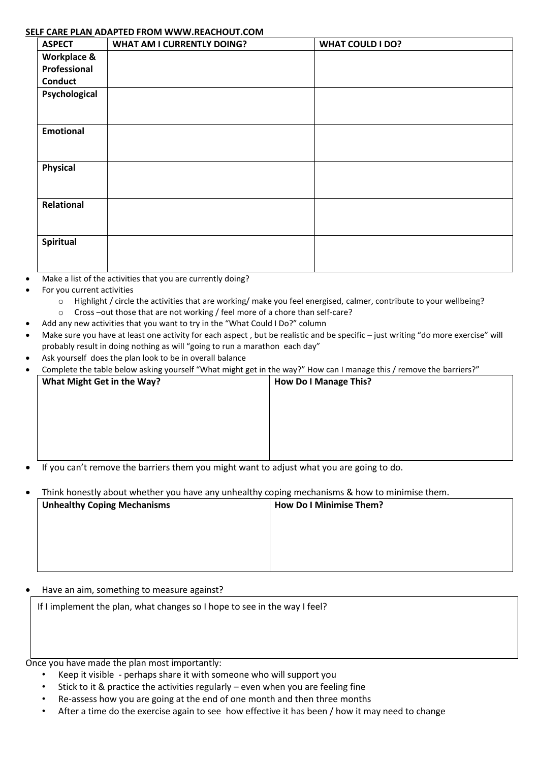**SELF CARE PLAN ADAPTED FROM WWW.REACHOUT.COM**

| ASPECT | WHAT AM I CURRENTLY DOING? | WHAT COULD I DO? |
|---|---|---|
| Workplace & Professional Conduct | | |
| Psychological | | |
| Emotional | | |
| Physical | | |
| Relational | | |
| Spiritual | | |

- Make a list of the activities that you are currently doing?
- For you current activities
    - Highlight / circle the activities that are working/ make you feel energised, calmer, contribute to your wellbeing?
    - Cross –out those that are not working / feel more of a chore than self-care?
- Add any new activities that you want to try in the "What Could I Do?" column
- Make sure you have at least one activity for each aspect , but be realistic and be specific – just writing "do more exercise" will probably result in doing nothing as will "going to run a marathon each day"
- Ask yourself does the plan look to be in overall balance
- Complete the table below asking yourself "What might get in the way?" How can I manage this / remove the barriers?"

| What Might Get in the Way? | How Do I Manage This? |
|---|---|
| | |

- If you can't remove the barriers them you might want to adjust what you are going to do.

- Think honestly about whether you have any unhealthy coping mechanisms & how to minimise them.

| Unhealthy Coping Mechanisms | How Do I Minimise Them? |
|---|---|
| | |

- Have an aim, something to measure against?

| If I implement the plan, what changes so I hope to see in the way I feel? |
|---|
| |

Once you have made the plan most importantly:

- Keep it visible - perhaps share it with someone who will support you
- Stick to it & practice the activities regularly – even when you are feeling fine
- Re-assess how you are going at the end of one month and then three months
- After a time do the exercise again to see how effective it has been / how it may need to change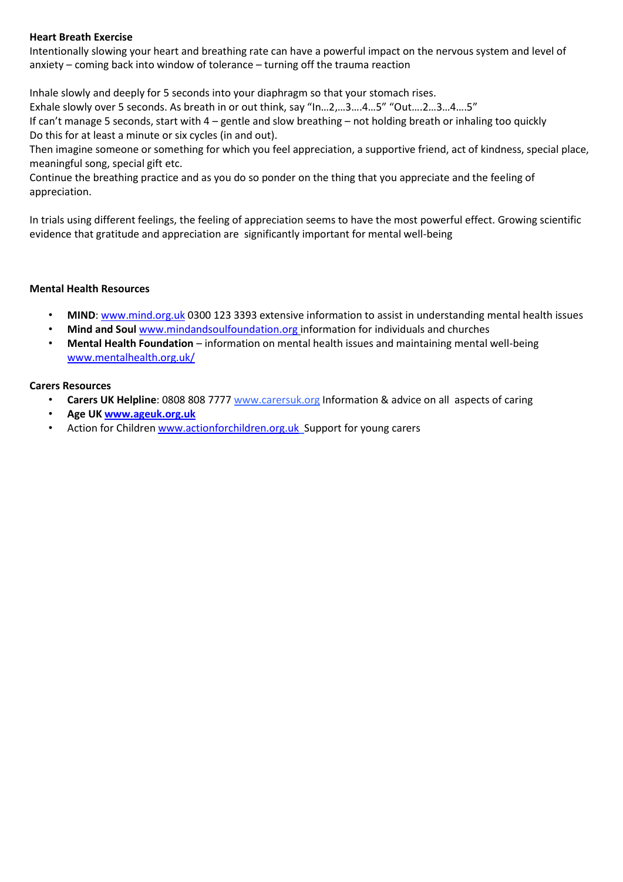**Heart Breath Exercise**

Intentionally slowing your heart and breathing rate can have a powerful impact on the nervous system and level of anxiety – coming back into window of tolerance – turning off the trauma reaction

Inhale slowly and deeply for 5 seconds into your diaphragm so that your stomach rises.
Exhale slowly over 5 seconds. As breath in or out think, say "In…2,…3….4…5" "Out….2…3…4….5"
If can't manage 5 seconds, start with 4 – gentle and slow breathing – not holding breath or inhaling too quickly
Do this for at least a minute or six cycles (in and out).
Then imagine someone or something for which you feel appreciation, a supportive friend, act of kindness, special place, meaningful song, special gift etc.
Continue the breathing practice and as you do so ponder on the thing that you appreciate and the feeling of appreciation.

In trials using different feelings, the feeling of appreciation seems to have the most powerful effect. Growing scientific evidence that gratitude and appreciation are significantly important for mental well-being

**Mental Health Resources**

- **MIND**: www.mind.org.uk 0300 123 3393 extensive information to assist in understanding mental health issues
- **Mind and Soul** www.mindandsoulfoundation.org information for individuals and churches
- **Mental Health Foundation** – information on mental health issues and maintaining mental well-being www.mentalhealth.org.uk/

**Carers Resources**

- **Carers UK Helpline**: 0808 808 7777 www.carersuk.org Information & advice on all aspects of caring
- **Age UK www.ageuk.org.uk**
- Action for Children www.actionforchildren.org.uk Support for young carers